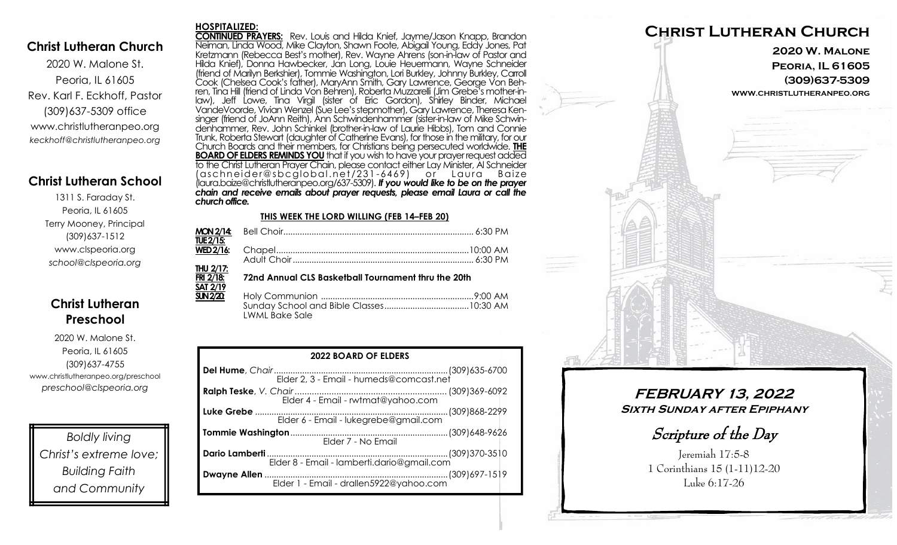## Christ Lutheran Church

2020 W. Malone St.
Peoria, IL 61605
Rev. Karl F. Eckhoff, Pastor
(309)637-5309 office
www.christlutheranpeo.org
*keckhoff@christlutheranpeo.org*

## Christ Lutheran School

1311 S. Faraday St.
Peoria, IL 61605
Terry Mooney, Principal
(309)637-1512
www.clspeoria.org
*school@clspeoria.org*

## Christ Lutheran Preschool

2020 W. Malone St.
Peoria, IL 61605
(309)637-4755
www.christlutheranpeo.org/preschool
*preschool@clspeoria.org*

*Boldly living Christ's extreme love; Building Faith and Community*

**HOSPITALIZED:**

**CONTINUED PRAYERS:** Rev. Louis and Hilda Knief, Jayme/Jason Knapp, Brandon Neiman, Linda Wood, Mike Clayton, Shawn Foote, Abigail Young, Eddy Jones, Pat Kretzmann (Rebecca Best's mother), Rev. Wayne Ahrens (son-in-law of Pastor and Hilda Knief), Donna Hawbecker, Jan Long, Louie Heuermann, Wayne Schneider (friend of Marilyn Berkshier), Tommie Washington, Lori Burkley, Johnny Burkley, Carroll Cook (Chelsea Cook's father), MaryAnn Smith, Gary Lawrence, George Von Behren, Tina Hill (friend of Linda Von Behren), Roberta Muzzarelli (Jim Grebe's mother-in-law), Jeff Lowe, Tina Virgil (sister of Eric Gordon), Shirley Binder, Michael VandeVoorde, Vivian Wenzel (Sue Lee's stepmother), Gary Lawrence, Theresa Kensinger (friend of JoAnn Reith), Ann Schwindenhammer (sister-in-law of Mike Schwindenhammer, Rev. John Schinkel (brother-in-law of Laurie Hibbs), Tom and Connie Trunk, Roberta Stewart (daughter of Catherine Evans), for those in the military, for our Church Boards and their members, for Christians being persecuted worldwide. **THE BOARD OF ELDERS REMINDS YOU** that if you wish to have your prayer request added to the Christ Lutheran Prayer Chain, please contact either Lay Minister, Al Schneider (aschneider@sbcglobal.net/231-6469) or Laura Baize (laura.baize@christlutheranpeo.org/637-5309). ***If you would like to be on the prayer chain and receive emails about prayer requests, please email Laura or call the church office.***

**THIS WEEK THE LORD WILLING (FEB 14–FEB 20)**

| | | |
|---|---|---|
| **MON 2/14:** | Bell Choir | 6:30 PM |
| **TUE 2/15:** | | |
| **WED 2/16:** | Chapel | 10:00 AM |
| | Adult Choir | 6:30 PM |
| **THU 2/17:** | | |
| **FRI 2/18:** | **72nd Annual CLS Basketball Tournament thru the 20th** | |
| **SAT 2/19** | | |
| **SUN 2/20:** | Holy Communion | 9:00 AM |
| | Sunday School and Bible Classes | 10:30 AM |
| | LWML Bake Sale | |

**2022 BOARD OF ELDERS**

| | |
|---|---|
| **Del Hume**, *Chair* — Elder 2, 3 - Email - humeds@comcast.net | (309)635-6700 |
| **Ralph Teske**, *V. Chair* — Elder 4 - Email - rwtmat@yahoo.com | (309)369-6092 |
| **Luke Grebe** — Elder 6 - Email - lukegrebe@gmail.com | (309)868-2299 |
| **Tommie Washington** — Elder 7 - No Email | (309)648-9626 |
| **Dario Lamberti** — Elder 8 - Email - lamberti.dario@gmail.com | (309)370-3510 |
| **Dwayne Allen** — Elder 1 - Email - drallen5922@yahoo.com | (309)697-1519 |

# Christ Lutheran Church

**2020 W. Malone**
**Peoria, IL 61605**
**(309)637-5309**
**www.christlutheranpeo.org**

## FEBRUARY 13, 2022

**Sixth Sunday after Epiphany**

### Scripture of the Day

Jeremiah 17:5-8
1 Corinthians 15 (1-11)12-20
Luke 6:17-26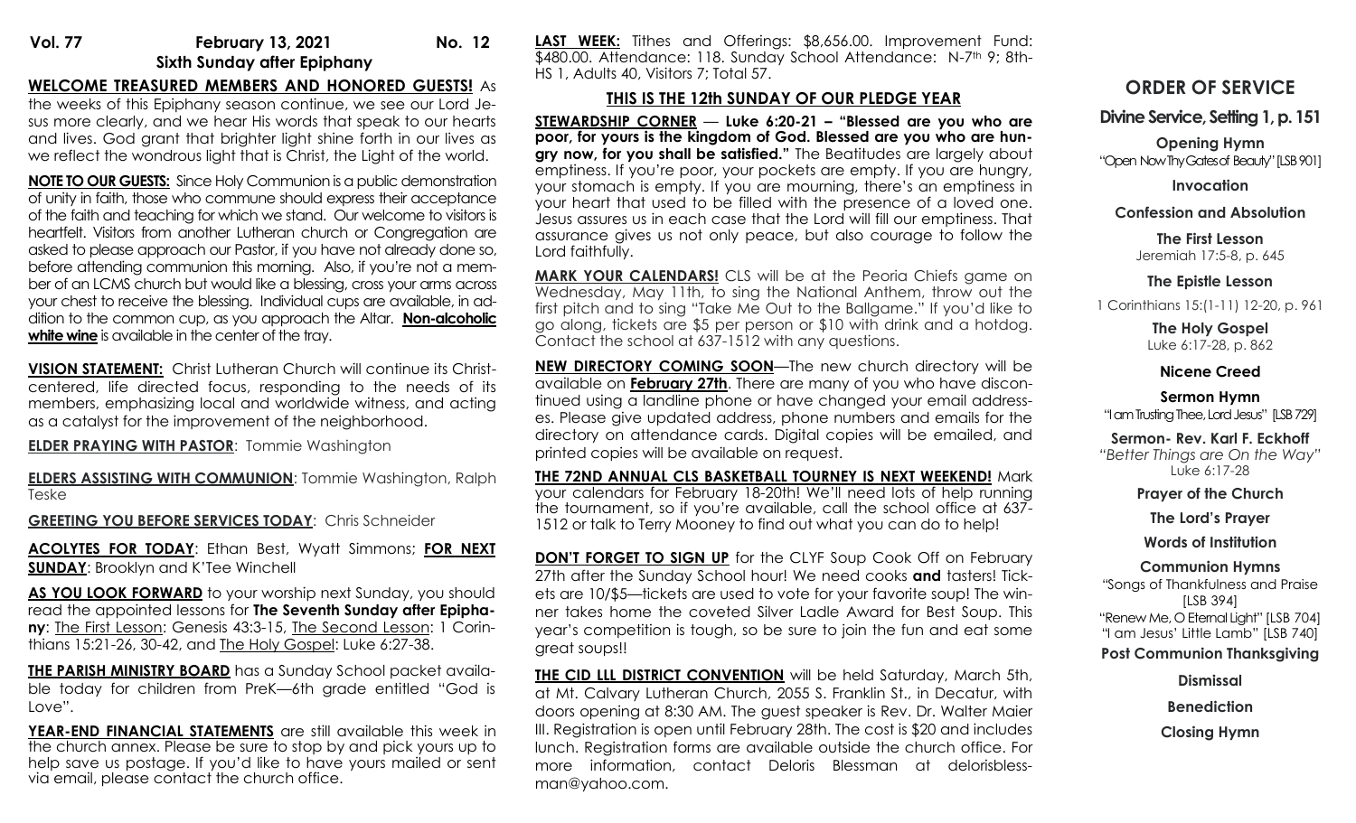**Vol. 77** **February 13, 2021** **No. 12**

**Sixth Sunday after Epiphany**

**WELCOME TREASURED MEMBERS AND HONORED GUESTS!** As the weeks of this Epiphany season continue, we see our Lord Jesus more clearly, and we hear His words that speak to our hearts and lives. God grant that brighter light shine forth in our lives as we reflect the wondrous light that is Christ, the Light of the world.

**NOTE TO OUR GUESTS:** Since Holy Communion is a public demonstration of unity in faith, those who commune should express their acceptance of the faith and teaching for which we stand. Our welcome to visitors is heartfelt. Visitors from another Lutheran church or Congregation are asked to please approach our Pastor, if you have not already done so, before attending communion this morning. Also, if you're not a member of an LCMS church but would like a blessing, cross your arms across your chest to receive the blessing. Individual cups are available, in addition to the common cup, as you approach the Altar. **Non-alcoholic white wine** is available in the center of the tray.

**VISION STATEMENT:** Christ Lutheran Church will continue its Christ-centered, life directed focus, responding to the needs of its members, emphasizing local and worldwide witness, and acting as a catalyst for the improvement of the neighborhood.

**ELDER PRAYING WITH PASTOR**: Tommie Washington

**ELDERS ASSISTING WITH COMMUNION**: Tommie Washington, Ralph Teske

**GREETING YOU BEFORE SERVICES TODAY**: Chris Schneider

**ACOLYTES FOR TODAY**: Ethan Best, Wyatt Simmons; **FOR NEXT SUNDAY**: Brooklyn and K'Tee Winchell

**AS YOU LOOK FORWARD** to your worship next Sunday, you should read the appointed lessons for **The Seventh Sunday after Epiphany**: The First Lesson: Genesis 43:3-15, The Second Lesson: 1 Corinthians 15:21-26, 30-42, and The Holy Gospel: Luke 6:27-38.

**THE PARISH MINISTRY BOARD** has a Sunday School packet available today for children from PreK—6th grade entitled "God is Love".

**YEAR-END FINANCIAL STATEMENTS** are still available this week in the church annex. Please be sure to stop by and pick yours up to help save us postage. If you'd like to have yours mailed or sent via email, please contact the church office.

**LAST WEEK:** Tithes and Offerings: $8,656.00. Improvement Fund: $480.00. Attendance: 118. Sunday School Attendance: N-7th 9; 8th-HS 1, Adults 40, Visitors 7; Total 57.

**THIS IS THE 12th SUNDAY OF OUR PLEDGE YEAR**

**STEWARDSHIP CORNER** — **Luke 6:20-21 – "Blessed are you who are poor, for yours is the kingdom of God. Blessed are you who are hungry now, for you shall be satisfied."** The Beatitudes are largely about emptiness. If you're poor, your pockets are empty. If you are hungry, your stomach is empty. If you are mourning, there's an emptiness in your heart that used to be filled with the presence of a loved one. Jesus assures us in each case that the Lord will fill our emptiness. That assurance gives us not only peace, but also courage to follow the Lord faithfully.

**MARK YOUR CALENDARS!** CLS will be at the Peoria Chiefs game on Wednesday, May 11th, to sing the National Anthem, throw out the first pitch and to sing "Take Me Out to the Ballgame." If you'd like to go along, tickets are $5 per person or $10 with drink and a hotdog. Contact the school at 637-1512 with any questions.

**NEW DIRECTORY COMING SOON**—The new church directory will be available on **February 27th**. There are many of you who have discontinued using a landline phone or have changed your email addresses. Please give updated address, phone numbers and emails for the directory on attendance cards. Digital copies will be emailed, and printed copies will be available on request.

**THE 72ND ANNUAL CLS BASKETBALL TOURNEY IS NEXT WEEKEND!** Mark your calendars for February 18-20th! We'll need lots of help running the tournament, so if you're available, call the school office at 637-1512 or talk to Terry Mooney to find out what you can do to help!

**DON'T FORGET TO SIGN UP** for the CLYF Soup Cook Off on February 27th after the Sunday School hour! We need cooks **and** tasters! Tickets are 10/$5—tickets are used to vote for your favorite soup! The winner takes home the coveted Silver Ladle Award for Best Soup. This year's competition is tough, so be sure to join the fun and eat some great soups!!

**THE CID LLL DISTRICT CONVENTION** will be held Saturday, March 5th, at Mt. Calvary Lutheran Church, 2055 S. Franklin St., in Decatur, with doors opening at 8:30 AM. The guest speaker is Rev. Dr. Walter Maier III. Registration is open until February 28th. The cost is $20 and includes lunch. Registration forms are available outside the church office. For more information, contact Deloris Blessman at delorisblessman@yahoo.com.

## ORDER OF SERVICE

**Divine Service, Setting 1, p. 151**

**Opening Hymn**
"Open Now Thy Gates of Beauty" [LSB 901]

**Invocation**

**Confession and Absolution**

**The First Lesson**
Jeremiah 17:5-8, p. 645

**The Epistle Lesson**
1 Corinthians 15:(1-11) 12-20, p. 961

**The Holy Gospel**
Luke 6:17-28, p. 862

**Nicene Creed**

**Sermon Hymn**
"I am Trusting Thee, Lord Jesus" [LSB 729]

**Sermon- Rev. Karl F. Eckhoff**
*"Better Things are On the Way"*
Luke 6:17-28

**Prayer of the Church**

**The Lord's Prayer**

**Words of Institution**

**Communion Hymns**
"Songs of Thankfulness and Praise [LSB 394]
"Renew Me, O Eternal Light" [LSB 704]
"I am Jesus' Little Lamb" [LSB 740]

**Post Communion Thanksgiving**

**Dismissal**

**Benediction**

**Closing Hymn**